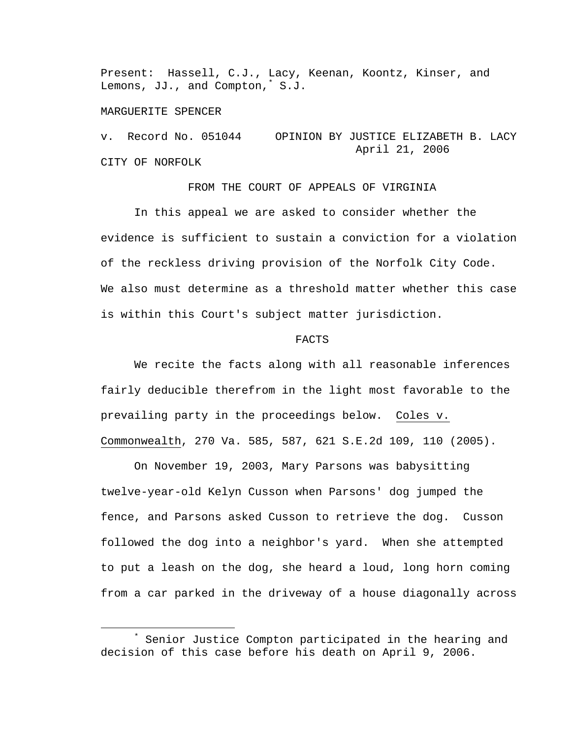Present: Hassell, C.J., Lacy, Keenan, Koontz, Kinser, and Lemons, JJ., and Compton,* S.J.

MARGUERITE SPENCER

v. Record No. 051044 OPINION BY JUSTICE ELIZABETH B. LACY
April 21, 2006

CITY OF NORFOLK

FROM THE COURT OF APPEALS OF VIRGINIA

In this appeal we are asked to consider whether the evidence is sufficient to sustain a conviction for a violation of the reckless driving provision of the Norfolk City Code. We also must determine as a threshold matter whether this case is within this Court's subject matter jurisdiction.

FACTS

We recite the facts along with all reasonable inferences fairly deducible therefrom in the light most favorable to the prevailing party in the proceedings below. Coles v. Commonwealth, 270 Va. 585, 587, 621 S.E.2d 109, 110 (2005).

On November 19, 2003, Mary Parsons was babysitting twelve-year-old Kelyn Cusson when Parsons' dog jumped the fence, and Parsons asked Cusson to retrieve the dog. Cusson followed the dog into a neighbor's yard. When she attempted to put a leash on the dog, she heard a loud, long horn coming from a car parked in the driveway of a house diagonally across

---

* Senior Justice Compton participated in the hearing and decision of this case before his death on April 9, 2006.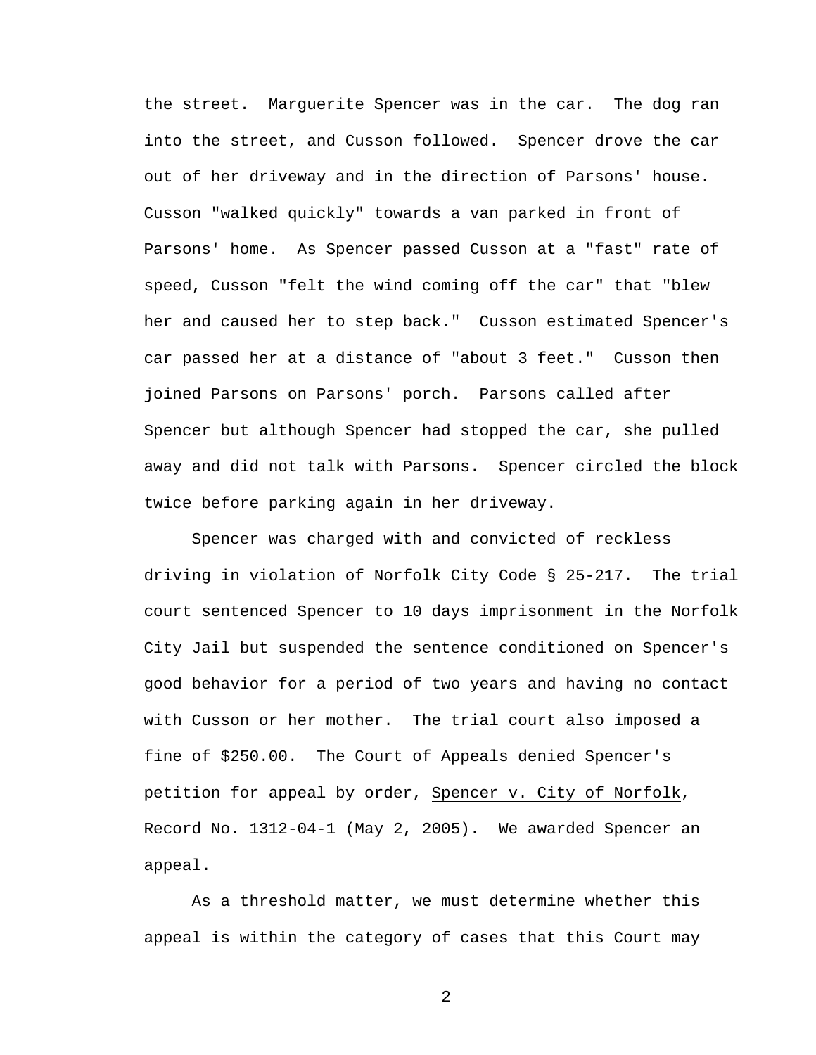the street. Marguerite Spencer was in the car. The dog ran into the street, and Cusson followed. Spencer drove the car out of her driveway and in the direction of Parsons' house. Cusson "walked quickly" towards a van parked in front of Parsons' home. As Spencer passed Cusson at a "fast" rate of speed, Cusson "felt the wind coming off the car" that "blew her and caused her to step back." Cusson estimated Spencer's car passed her at a distance of "about 3 feet." Cusson then joined Parsons on Parsons' porch. Parsons called after Spencer but although Spencer had stopped the car, she pulled away and did not talk with Parsons. Spencer circled the block twice before parking again in her driveway.

Spencer was charged with and convicted of reckless driving in violation of Norfolk City Code § 25-217. The trial court sentenced Spencer to 10 days imprisonment in the Norfolk City Jail but suspended the sentence conditioned on Spencer's good behavior for a period of two years and having no contact with Cusson or her mother. The trial court also imposed a fine of $250.00. The Court of Appeals denied Spencer's petition for appeal by order, Spencer v. City of Norfolk, Record No. 1312-04-1 (May 2, 2005). We awarded Spencer an appeal.

As a threshold matter, we must determine whether this appeal is within the category of cases that this Court may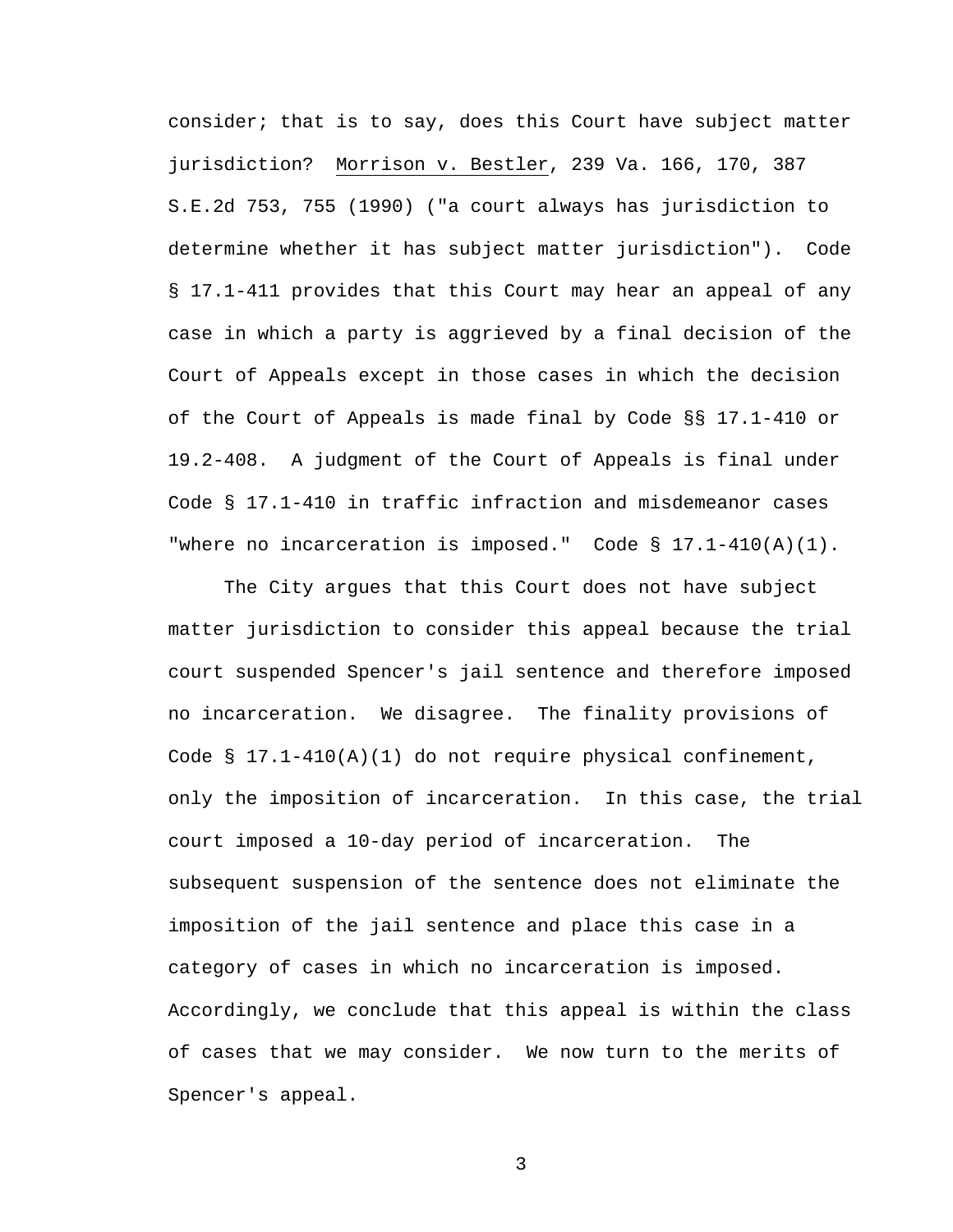consider; that is to say, does this Court have subject matter jurisdiction? Morrison v. Bestler, 239 Va. 166, 170, 387 S.E.2d 753, 755 (1990) ("a court always has jurisdiction to determine whether it has subject matter jurisdiction"). Code § 17.1-411 provides that this Court may hear an appeal of any case in which a party is aggrieved by a final decision of the Court of Appeals except in those cases in which the decision of the Court of Appeals is made final by Code §§ 17.1-410 or 19.2-408. A judgment of the Court of Appeals is final under Code § 17.1-410 in traffic infraction and misdemeanor cases "where no incarceration is imposed." Code § 17.1-410(A)(1).

The City argues that this Court does not have subject matter jurisdiction to consider this appeal because the trial court suspended Spencer's jail sentence and therefore imposed no incarceration. We disagree. The finality provisions of Code § 17.1-410(A)(1) do not require physical confinement, only the imposition of incarceration. In this case, the trial court imposed a 10-day period of incarceration. The subsequent suspension of the sentence does not eliminate the imposition of the jail sentence and place this case in a category of cases in which no incarceration is imposed. Accordingly, we conclude that this appeal is within the class of cases that we may consider. We now turn to the merits of Spencer's appeal.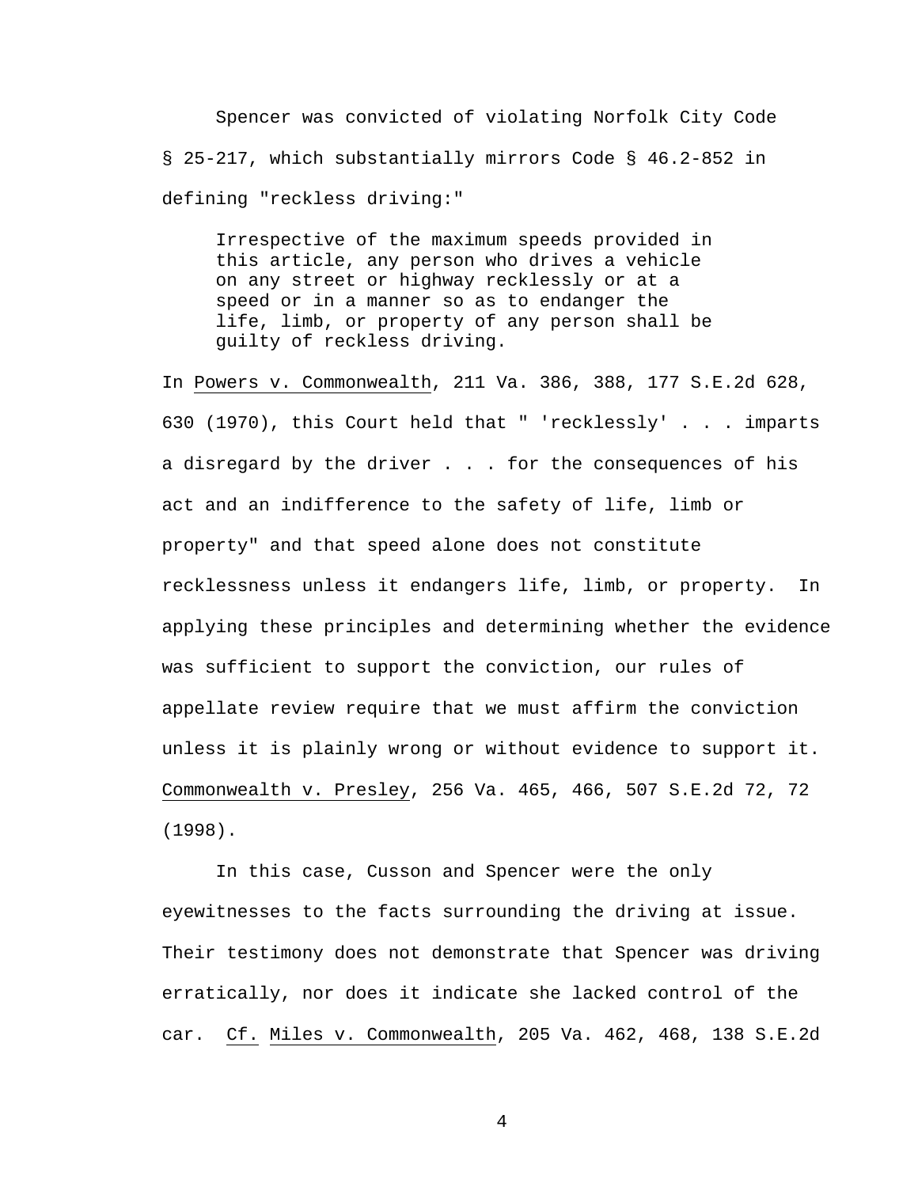Spencer was convicted of violating Norfolk City Code § 25-217, which substantially mirrors Code § 46.2-852 in defining "reckless driving:"

> Irrespective of the maximum speeds provided in this article, any person who drives a vehicle on any street or highway recklessly or at a speed or in a manner so as to endanger the life, limb, or property of any person shall be guilty of reckless driving.

In Powers v. Commonwealth, 211 Va. 386, 388, 177 S.E.2d 628, 630 (1970), this Court held that " 'recklessly' . . . imparts a disregard by the driver . . . for the consequences of his act and an indifference to the safety of life, limb or property" and that speed alone does not constitute recklessness unless it endangers life, limb, or property. In applying these principles and determining whether the evidence was sufficient to support the conviction, our rules of appellate review require that we must affirm the conviction unless it is plainly wrong or without evidence to support it. Commonwealth v. Presley, 256 Va. 465, 466, 507 S.E.2d 72, 72 (1998).

In this case, Cusson and Spencer were the only eyewitnesses to the facts surrounding the driving at issue. Their testimony does not demonstrate that Spencer was driving erratically, nor does it indicate she lacked control of the car. Cf. Miles v. Commonwealth, 205 Va. 462, 468, 138 S.E.2d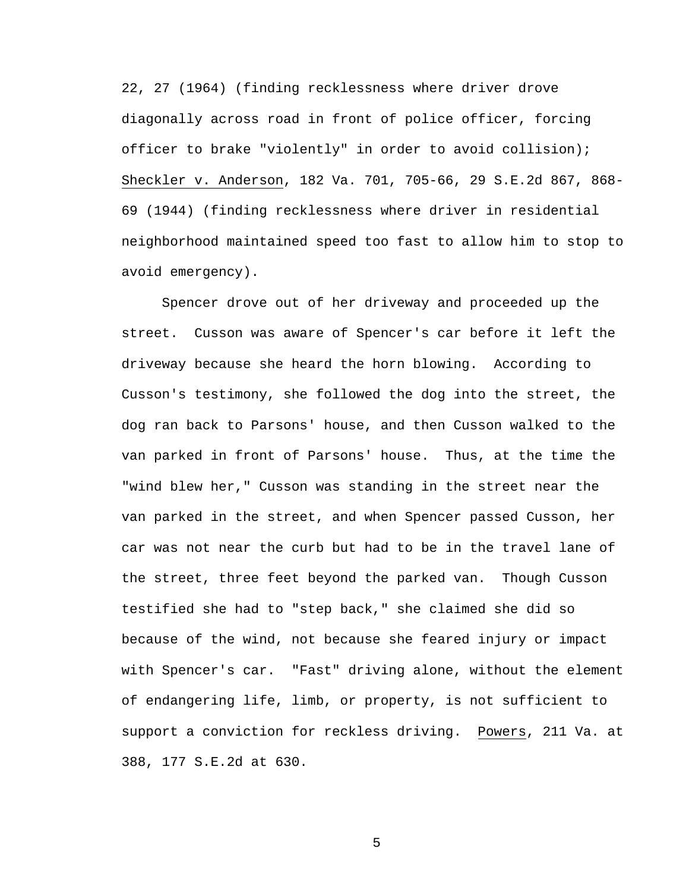22, 27 (1964) (finding recklessness where driver drove diagonally across road in front of police officer, forcing officer to brake "violently" in order to avoid collision); Sheckler v. Anderson, 182 Va. 701, 705-66, 29 S.E.2d 867, 868-69 (1944) (finding recklessness where driver in residential neighborhood maintained speed too fast to allow him to stop to avoid emergency).

Spencer drove out of her driveway and proceeded up the street. Cusson was aware of Spencer's car before it left the driveway because she heard the horn blowing. According to Cusson's testimony, she followed the dog into the street, the dog ran back to Parsons' house, and then Cusson walked to the van parked in front of Parsons' house. Thus, at the time the "wind blew her," Cusson was standing in the street near the van parked in the street, and when Spencer passed Cusson, her car was not near the curb but had to be in the travel lane of the street, three feet beyond the parked van. Though Cusson testified she had to "step back," she claimed she did so because of the wind, not because she feared injury or impact with Spencer's car. "Fast" driving alone, without the element of endangering life, limb, or property, is not sufficient to support a conviction for reckless driving. Powers, 211 Va. at 388, 177 S.E.2d at 630.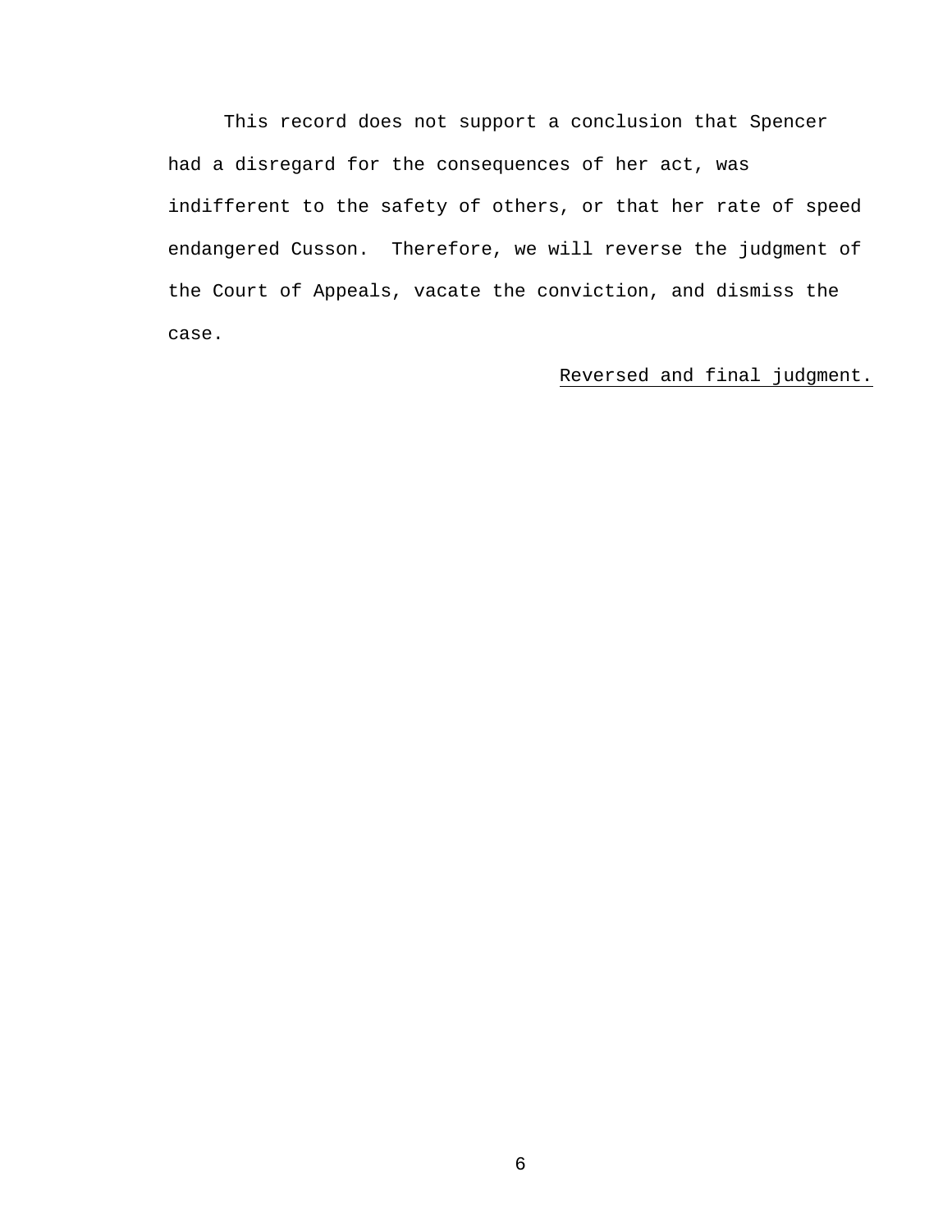This record does not support a conclusion that Spencer had a disregard for the consequences of her act, was indifferent to the safety of others, or that her rate of speed endangered Cusson. Therefore, we will reverse the judgment of the Court of Appeals, vacate the conviction, and dismiss the case.

Reversed and final judgment.